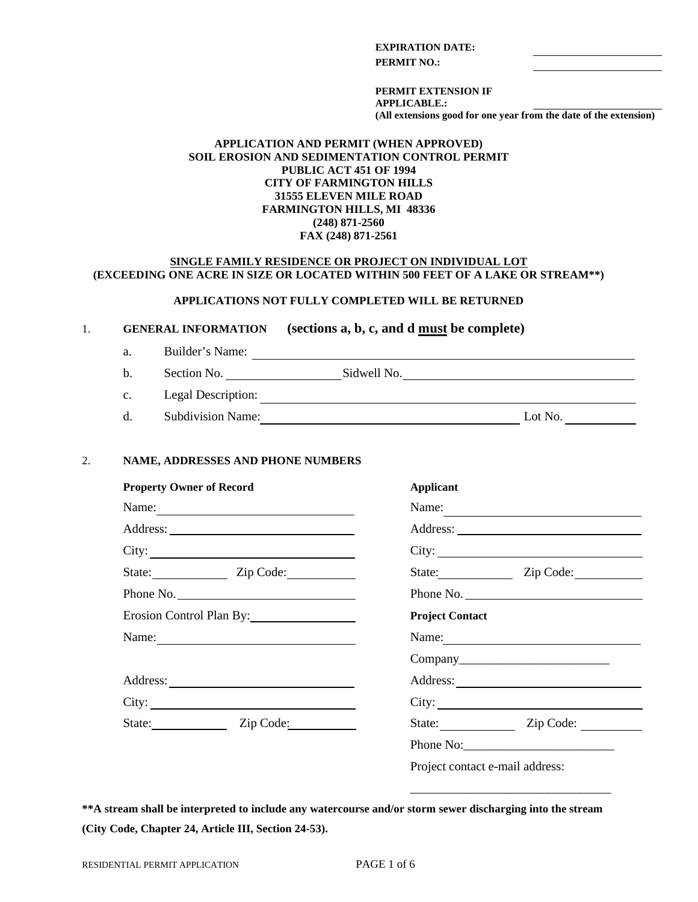**EXPIRATION DATE:** ____________________

**PERMIT NO.:** ____________________

**PERMIT EXTENSION IF APPLICABLE.:** ____________________
**(All extensions good for one year from the date of the extension)**

**APPLICATION AND PERMIT (WHEN APPROVED)**
**SOIL EROSION AND SEDIMENTATION CONTROL PERMIT**
**PUBLIC ACT 451 OF 1994**
**CITY OF FARMINGTON HILLS**
**31555 ELEVEN MILE ROAD**
**FARMINGTON HILLS, MI 48336**
**(248) 871-2560**
**FAX (248) 871-2561**

**SINGLE FAMILY RESIDENCE OR PROJECT ON INDIVIDUAL LOT**
**(EXCEEDING ONE ACRE IN SIZE OR LOCATED WITHIN 500 FEET OF A LAKE OR STREAM\*\*)**

**APPLICATIONS NOT FULLY COMPLETED WILL BE RETURNED**

1. **GENERAL INFORMATION (sections a, b, c, and d must be complete)**

   a. Builder's Name: ____________________

   b. Section No. ____________________ Sidwell No. ____________________

   c. Legal Description: ____________________

   d. Subdivision Name: ____________________ Lot No. ____________

2. **NAME, ADDRESSES AND PHONE NUMBERS**

**Property Owner of Record**

Name: ____________________

Address: ____________________

City: ____________________

State: ____________ Zip Code: ____________

Phone No. ____________________

Erosion Control Plan By: ____________________

Name: ____________________

Address: ____________________

City: ____________________

State: ____________ Zip Code: ____________

**Applicant**

Name: ____________________

Address: ____________________

City: ____________________

State: ____________ Zip Code: ____________

Phone No. ____________________

**Project Contact**

Name: ____________________

Company____________________

Address: ____________________

City: ____________________

State: ____________ Zip Code: ____________

Phone No:____________________

Project contact e-mail address:

____________________

**\*\*A stream shall be interpreted to include any watercourse and/or storm sewer discharging into the stream (City Code, Chapter 24, Article III, Section 24-53).**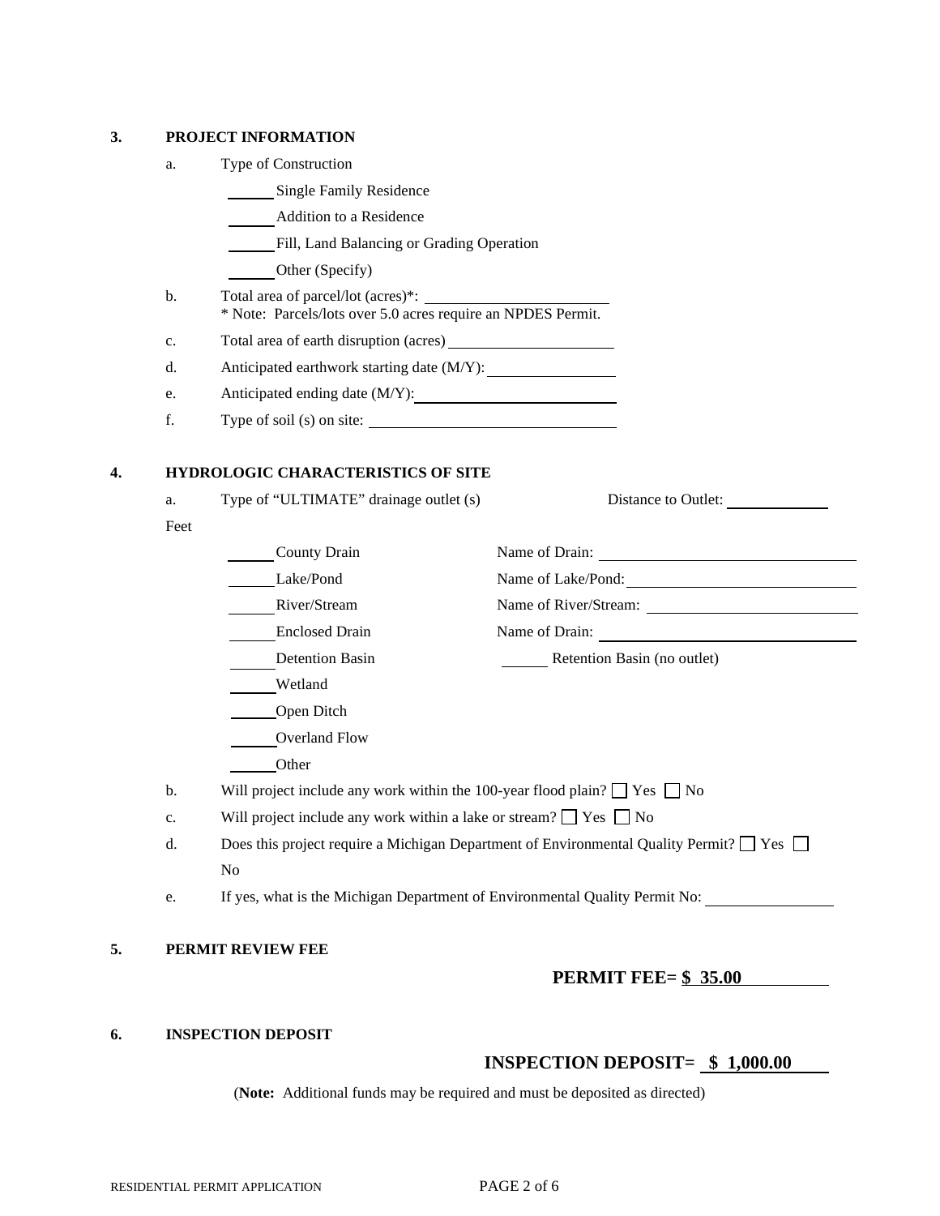### 3. PROJECT INFORMATION

a. Type of Construction

- ______ Single Family Residence
- ______ Addition to a Residence
- ______ Fill, Land Balancing or Grading Operation
- ______ Other (Specify)

b. Total area of parcel/lot (acres)*: ______________________
\* Note: Parcels/lots over 5.0 acres require an NPDES Permit.

c. Total area of earth disruption (acres) ____________________

d. Anticipated earthwork starting date (M/Y): ________________

e. Anticipated ending date (M/Y): _________________________

f. Type of soil (s) on site: _____________________________

### 4. HYDROLOGIC CHARACTERISTICS OF SITE

a. Type of "ULTIMATE" drainage outlet (s) Distance to Outlet: ____________ Feet

- ______ County Drain Name of Drain: ________________________________
- ______ Lake/Pond Name of Lake/Pond: ____________________________
- ______ River/Stream Name of River/Stream: __________________________
- ______ Enclosed Drain Name of Drain: ________________________________
- ______ Detention Basin ______ Retention Basin (no outlet)
- ______ Wetland
- ______ Open Ditch
- ______ Overland Flow
- ______ Other

b. Will project include any work within the 100-year flood plain? ☐ Yes ☐ No

c. Will project include any work within a lake or stream? ☐ Yes ☐ No

d. Does this project require a Michigan Department of Environmental Quality Permit? ☐ Yes ☐ No

e. If yes, what is the Michigan Department of Environmental Quality Permit No: ______________

### 5. PERMIT REVIEW FEE

**PERMIT FEE= $ 35.00**

### 6. INSPECTION DEPOSIT

**INSPECTION DEPOSIT= $ 1,000.00**

(**Note:** Additional funds may be required and must be deposited as directed)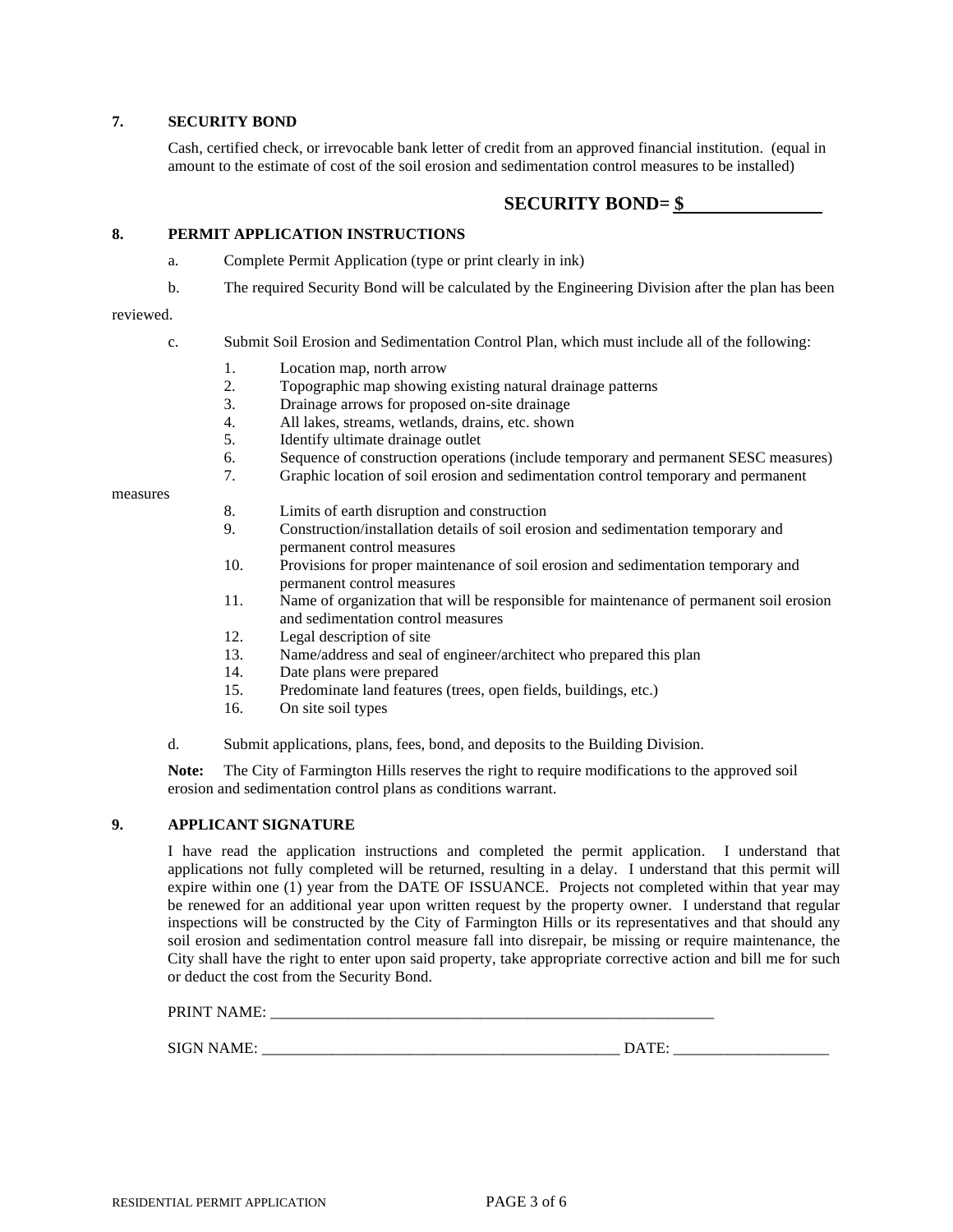## 7. SECURITY BOND

Cash, certified check, or irrevocable bank letter of credit from an approved financial institution. (equal in amount to the estimate of cost of the soil erosion and sedimentation control measures to be installed)

**SECURITY BOND= $ \_\_\_\_\_\_\_\_\_\_\_\_\_\_\_\_**

## 8. PERMIT APPLICATION INSTRUCTIONS

a. Complete Permit Application (type or print clearly in ink)

b. The required Security Bond will be calculated by the Engineering Division after the plan has been reviewed.

c. Submit Soil Erosion and Sedimentation Control Plan, which must include all of the following:

1. Location map, north arrow
2. Topographic map showing existing natural drainage patterns
3. Drainage arrows for proposed on-site drainage
4. All lakes, streams, wetlands, drains, etc. shown
5. Identify ultimate drainage outlet
6. Sequence of construction operations (include temporary and permanent SESC measures)
7. Graphic location of soil erosion and sedimentation control temporary and permanent measures
8. Limits of earth disruption and construction
9. Construction/installation details of soil erosion and sedimentation temporary and permanent control measures
10. Provisions for proper maintenance of soil erosion and sedimentation temporary and permanent control measures
11. Name of organization that will be responsible for maintenance of permanent soil erosion and sedimentation control measures
12. Legal description of site
13. Name/address and seal of engineer/architect who prepared this plan
14. Date plans were prepared
15. Predominate land features (trees, open fields, buildings, etc.)
16. On site soil types

d. Submit applications, plans, fees, bond, and deposits to the Building Division.

**Note:** The City of Farmington Hills reserves the right to require modifications to the approved soil erosion and sedimentation control plans as conditions warrant.

## 9. APPLICANT SIGNATURE

I have read the application instructions and completed the permit application. I understand that applications not fully completed will be returned, resulting in a delay. I understand that this permit will expire within one (1) year from the DATE OF ISSUANCE. Projects not completed within that year may be renewed for an additional year upon written request by the property owner. I understand that regular inspections will be constructed by the City of Farmington Hills or its representatives and that should any soil erosion and sedimentation control measure fall into disrepair, be missing or require maintenance, the City shall have the right to enter upon said property, take appropriate corrective action and bill me for such or deduct the cost from the Security Bond.

PRINT NAME: \_\_\_\_\_\_\_\_\_\_\_\_\_\_\_\_\_\_\_\_\_\_\_\_\_\_\_\_\_\_\_\_\_\_\_\_\_\_\_\_\_\_\_\_\_\_\_\_\_\_\_\_\_\_\_\_

SIGN NAME: \_\_\_\_\_\_\_\_\_\_\_\_\_\_\_\_\_\_\_\_\_\_\_\_\_\_\_\_\_\_\_\_\_\_\_\_\_\_\_\_\_\_\_\_\_\_\_ DATE: \_\_\_\_\_\_\_\_\_\_\_\_\_\_\_\_\_\_\_\_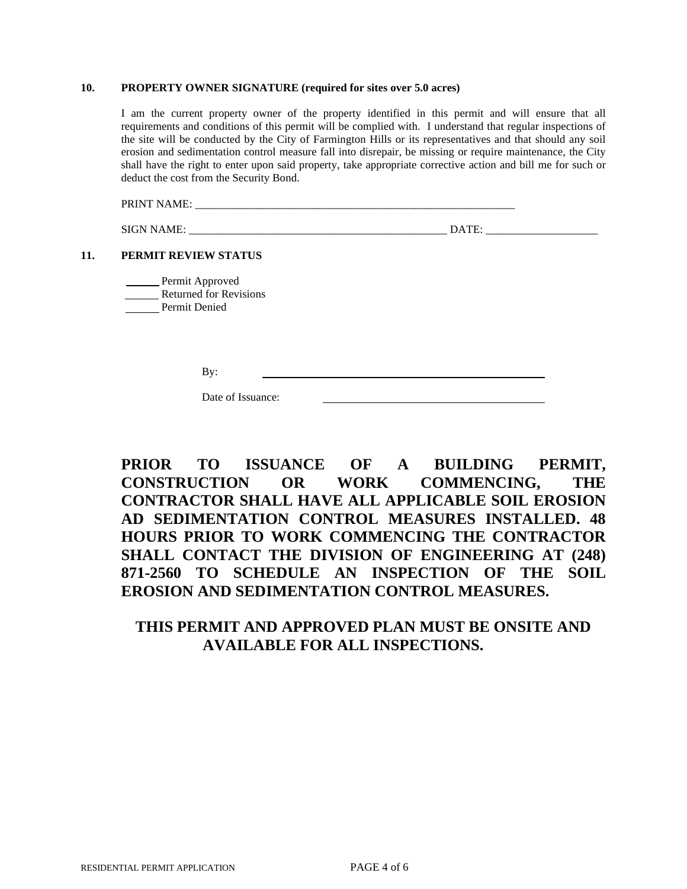**10. PROPERTY OWNER SIGNATURE (required for sites over 5.0 acres)**

I am the current property owner of the property identified in this permit and will ensure that all requirements and conditions of this permit will be complied with. I understand that regular inspections of the site will be conducted by the City of Farmington Hills or its representatives and that should any soil erosion and sedimentation control measure fall into disrepair, be missing or require maintenance, the City shall have the right to enter upon said property, take appropriate corrective action and bill me for such or deduct the cost from the Security Bond.

PRINT NAME: ____________________________________________________________

SIGN NAME: _______________________________________________ DATE: ____________________

**11. PERMIT REVIEW STATUS**

______ Permit Approved
______ Returned for Revisions
______ Permit Denied

By: ________________________________________________

Date of Issuance: ________________________________________

**PRIOR TO ISSUANCE OF A BUILDING PERMIT, CONSTRUCTION OR WORK COMMENCING, THE CONTRACTOR SHALL HAVE ALL APPLICABLE SOIL EROSION AD SEDIMENTATION CONTROL MEASURES INSTALLED. 48 HOURS PRIOR TO WORK COMMENCING THE CONTRACTOR SHALL CONTACT THE DIVISION OF ENGINEERING AT (248) 871-2560 TO SCHEDULE AN INSPECTION OF THE SOIL EROSION AND SEDIMENTATION CONTROL MEASURES.**

**THIS PERMIT AND APPROVED PLAN MUST BE ONSITE AND AVAILABLE FOR ALL INSPECTIONS.**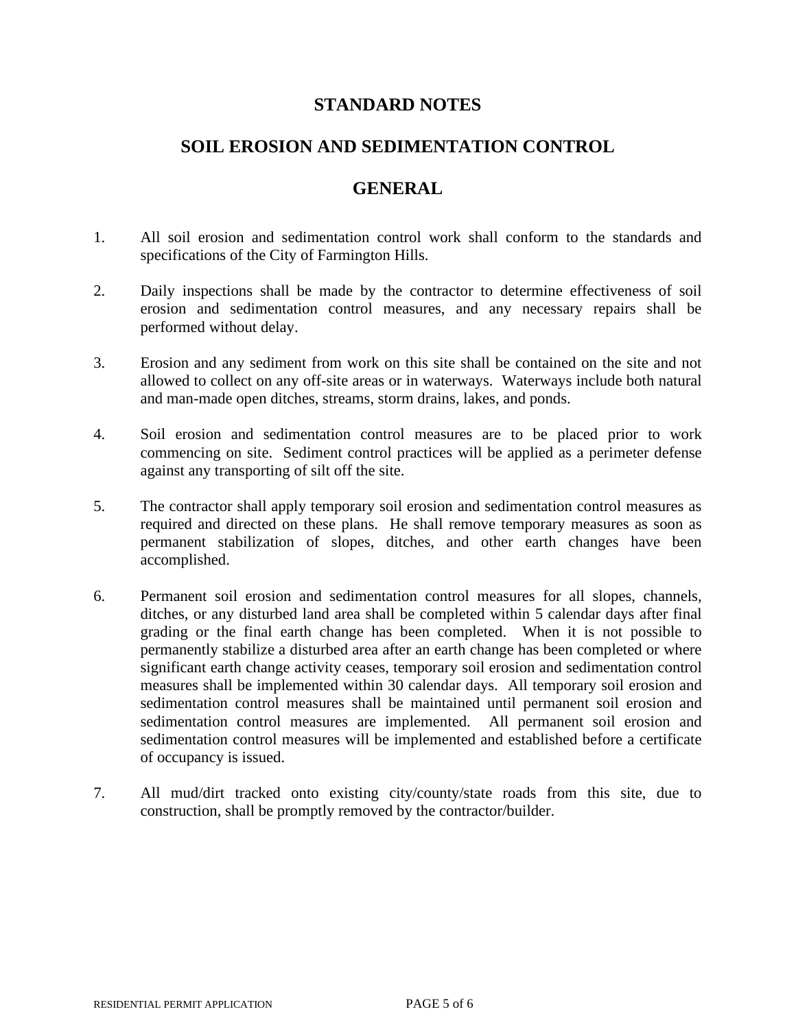# STANDARD NOTES

## SOIL EROSION AND SEDIMENTATION CONTROL

## GENERAL

1. All soil erosion and sedimentation control work shall conform to the standards and specifications of the City of Farmington Hills.

2. Daily inspections shall be made by the contractor to determine effectiveness of soil erosion and sedimentation control measures, and any necessary repairs shall be performed without delay.

3. Erosion and any sediment from work on this site shall be contained on the site and not allowed to collect on any off-site areas or in waterways. Waterways include both natural and man-made open ditches, streams, storm drains, lakes, and ponds.

4. Soil erosion and sedimentation control measures are to be placed prior to work commencing on site. Sediment control practices will be applied as a perimeter defense against any transporting of silt off the site.

5. The contractor shall apply temporary soil erosion and sedimentation control measures as required and directed on these plans. He shall remove temporary measures as soon as permanent stabilization of slopes, ditches, and other earth changes have been accomplished.

6. Permanent soil erosion and sedimentation control measures for all slopes, channels, ditches, or any disturbed land area shall be completed within 5 calendar days after final grading or the final earth change has been completed. When it is not possible to permanently stabilize a disturbed area after an earth change has been completed or where significant earth change activity ceases, temporary soil erosion and sedimentation control measures shall be implemented within 30 calendar days. All temporary soil erosion and sedimentation control measures shall be maintained until permanent soil erosion and sedimentation control measures are implemented. All permanent soil erosion and sedimentation control measures will be implemented and established before a certificate of occupancy is issued.

7. All mud/dirt tracked onto existing city/county/state roads from this site, due to construction, shall be promptly removed by the contractor/builder.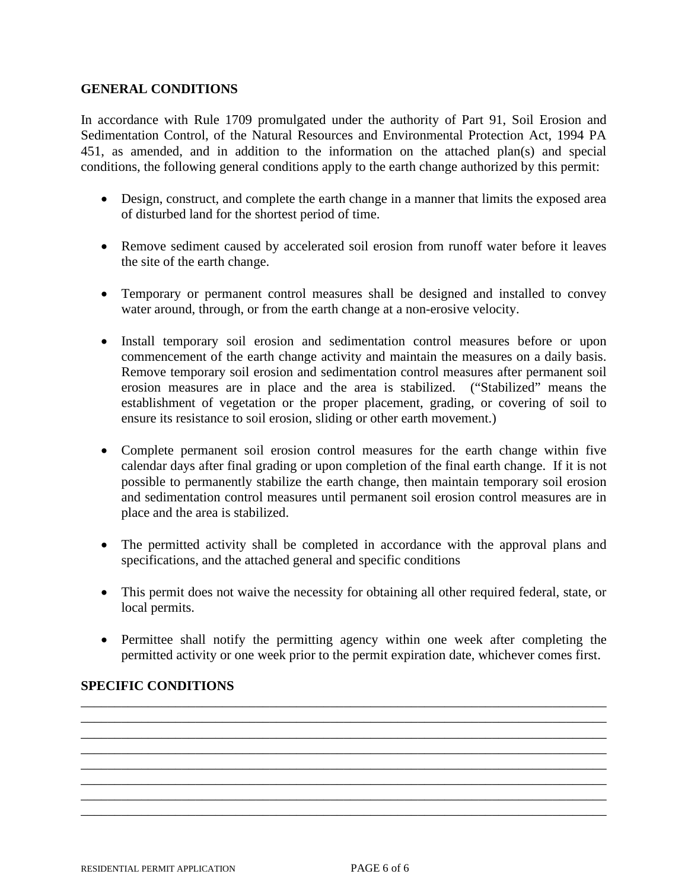## GENERAL CONDITIONS

In accordance with Rule 1709 promulgated under the authority of Part 91, Soil Erosion and Sedimentation Control, of the Natural Resources and Environmental Protection Act, 1994 PA 451, as amended, and in addition to the information on the attached plan(s) and special conditions, the following general conditions apply to the earth change authorized by this permit:

- Design, construct, and complete the earth change in a manner that limits the exposed area of disturbed land for the shortest period of time.

- Remove sediment caused by accelerated soil erosion from runoff water before it leaves the site of the earth change.

- Temporary or permanent control measures shall be designed and installed to convey water around, through, or from the earth change at a non-erosive velocity.

- Install temporary soil erosion and sedimentation control measures before or upon commencement of the earth change activity and maintain the measures on a daily basis. Remove temporary soil erosion and sedimentation control measures after permanent soil erosion measures are in place and the area is stabilized. ("Stabilized" means the establishment of vegetation or the proper placement, grading, or covering of soil to ensure its resistance to soil erosion, sliding or other earth movement.)

- Complete permanent soil erosion control measures for the earth change within five calendar days after final grading or upon completion of the final earth change. If it is not possible to permanently stabilize the earth change, then maintain temporary soil erosion and sedimentation control measures until permanent soil erosion control measures are in place and the area is stabilized.

- The permitted activity shall be completed in accordance with the approval plans and specifications, and the attached general and specific conditions

- This permit does not waive the necessity for obtaining all other required federal, state, or local permits.

- Permittee shall notify the permitting agency within one week after completing the permitted activity or one week prior to the permit expiration date, whichever comes first.

## SPECIFIC CONDITIONS

________________________________________________________________________________
________________________________________________________________________________
________________________________________________________________________________
________________________________________________________________________________
________________________________________________________________________________
________________________________________________________________________________
________________________________________________________________________________
________________________________________________________________________________